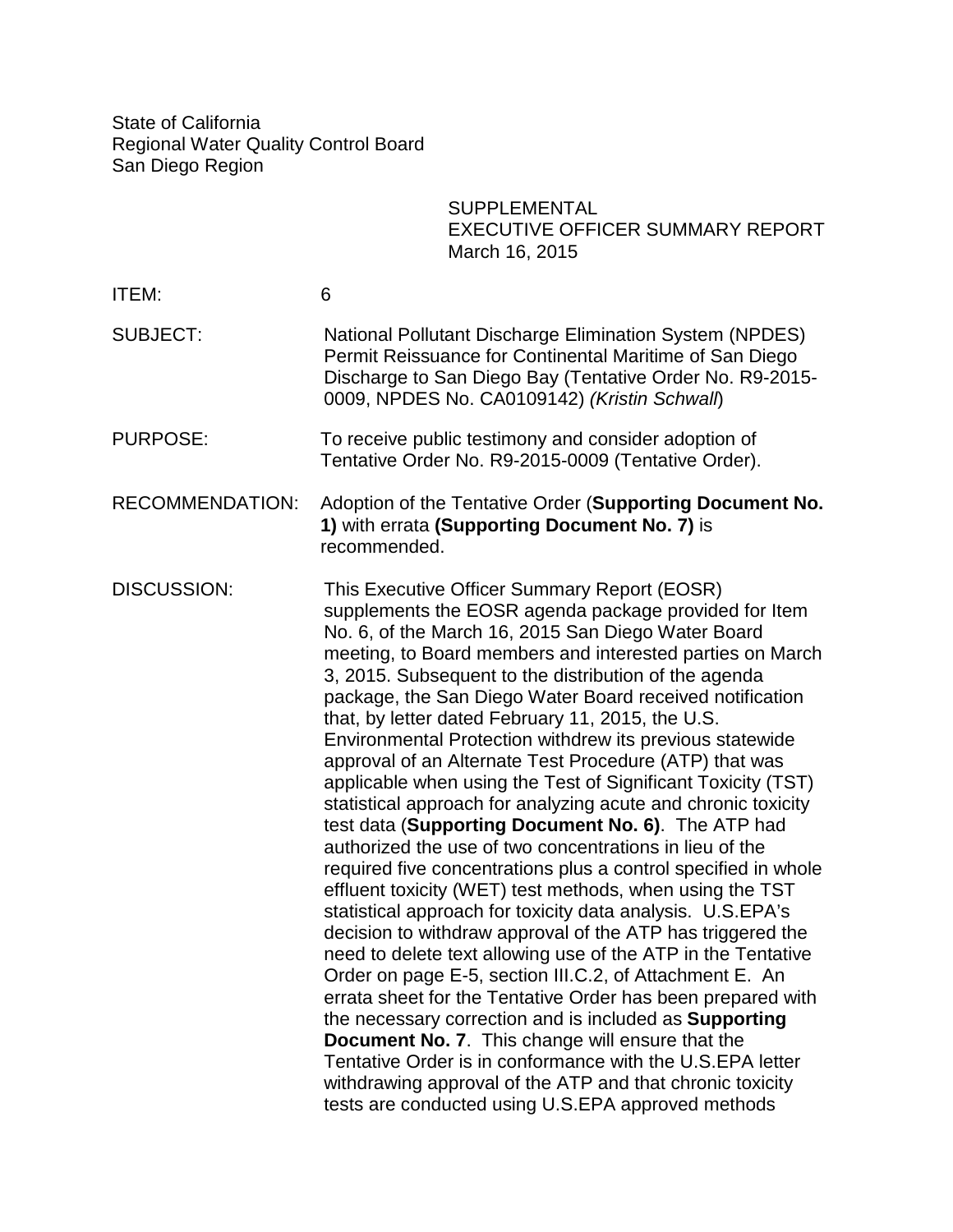State of California
Regional Water Quality Control Board
San Diego Region

SUPPLEMENTAL
EXECUTIVE OFFICER SUMMARY REPORT
March 16, 2015

ITEM: 6

SUBJECT: National Pollutant Discharge Elimination System (NPDES) Permit Reissuance for Continental Maritime of San Diego Discharge to San Diego Bay (Tentative Order No. R9-2015-0009, NPDES No. CA0109142) *(Kristin Schwall)*

PURPOSE: To receive public testimony and consider adoption of Tentative Order No. R9-2015-0009 (Tentative Order).

RECOMMENDATION: Adoption of the Tentative Order (**Supporting Document No. 1)** with errata **(Supporting Document No. 7)** is recommended.

DISCUSSION: This Executive Officer Summary Report (EOSR) supplements the EOSR agenda package provided for Item No. 6, of the March 16, 2015 San Diego Water Board meeting, to Board members and interested parties on March 3, 2015. Subsequent to the distribution of the agenda package, the San Diego Water Board received notification that, by letter dated February 11, 2015, the U.S. Environmental Protection withdrew its previous statewide approval of an Alternate Test Procedure (ATP) that was applicable when using the Test of Significant Toxicity (TST) statistical approach for analyzing acute and chronic toxicity test data (**Supporting Document No. 6)**. The ATP had authorized the use of two concentrations in lieu of the required five concentrations plus a control specified in whole effluent toxicity (WET) test methods, when using the TST statistical approach for toxicity data analysis. U.S.EPA's decision to withdraw approval of the ATP has triggered the need to delete text allowing use of the ATP in the Tentative Order on page E-5, section III.C.2, of Attachment E. An errata sheet for the Tentative Order has been prepared with the necessary correction and is included as **Supporting Document No. 7**. This change will ensure that the Tentative Order is in conformance with the U.S.EPA letter withdrawing approval of the ATP and that chronic toxicity tests are conducted using U.S.EPA approved methods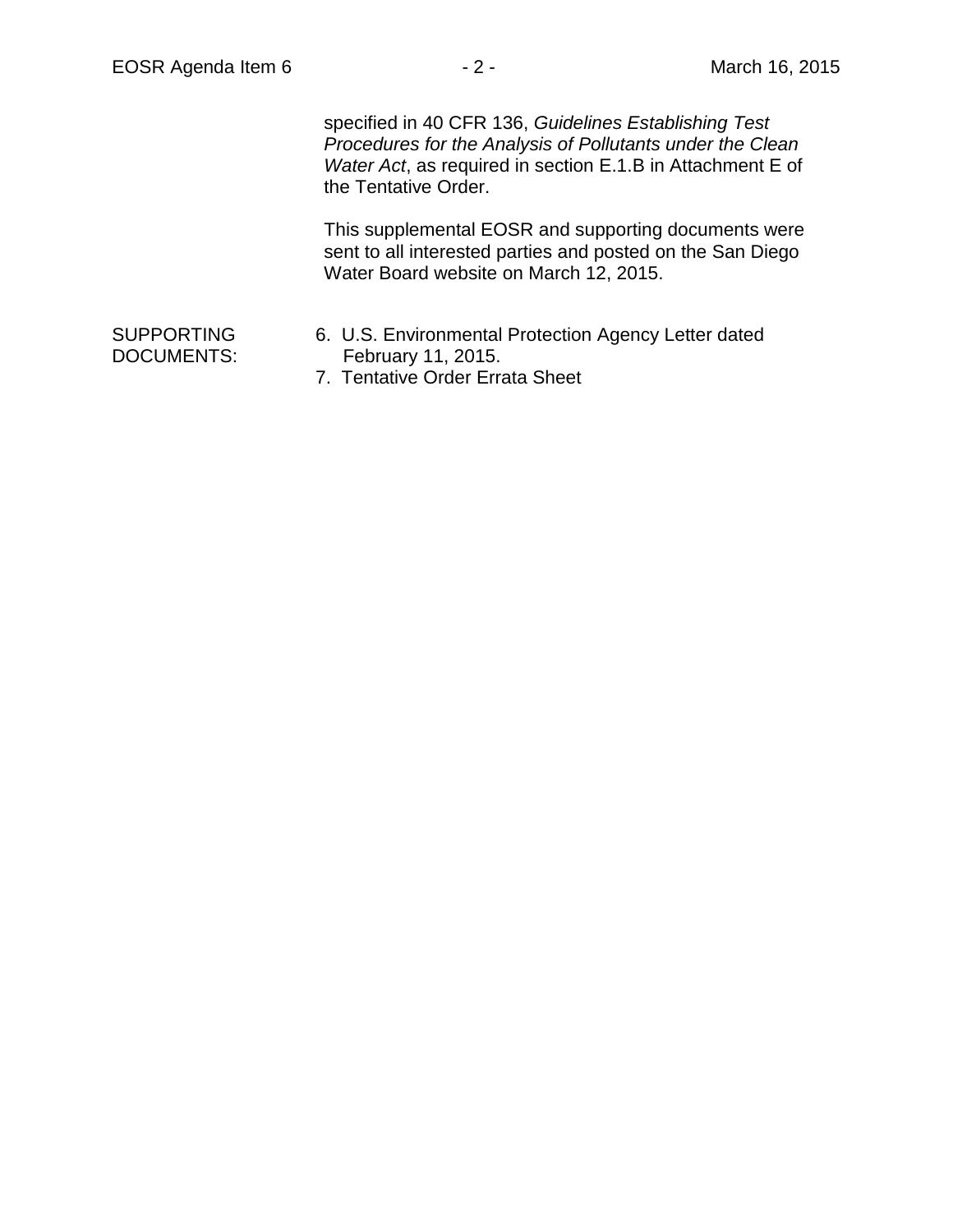specified in 40 CFR 136, *Guidelines Establishing Test Procedures for the Analysis of Pollutants under the Clean Water Act*, as required in section E.1.B in Attachment E of the Tentative Order.

This supplemental EOSR and supporting documents were sent to all interested parties and posted on the San Diego Water Board website on March 12, 2015.

SUPPORTING DOCUMENTS:

6. U.S. Environmental Protection Agency Letter dated February 11, 2015.
7. Tentative Order Errata Sheet